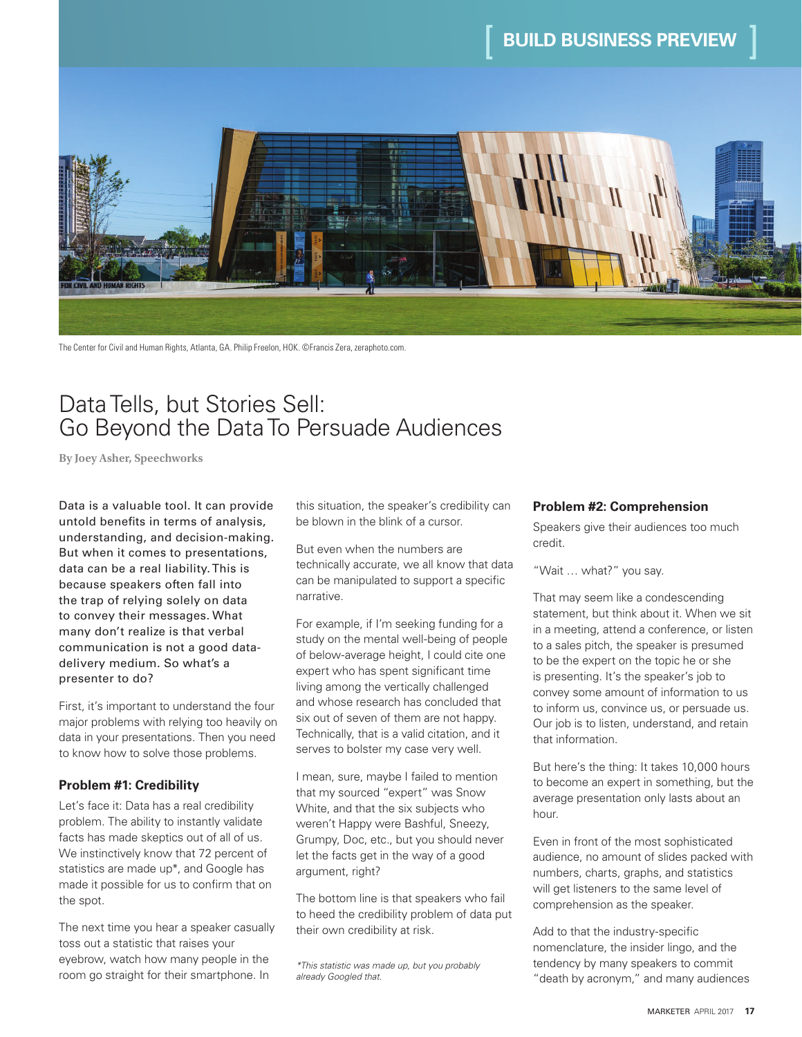BUILD BUSINESS PREVIEW

The Center for Civil and Human Rights, Atlanta, GA. Philip Freelon, HOK. ©Francis Zera, zeraphoto.com.

# Data Tells, but Stories Sell: Go Beyond the Data To Persuade Audiences

**By Joey Asher, Speechworks**

Data is a valuable tool. It can provide untold benefits in terms of analysis, understanding, and decision-making. But when it comes to presentations, data can be a real liability. This is because speakers often fall into the trap of relying solely on data to convey their messages. What many don't realize is that verbal communication is not a good data-delivery medium. So what's a presenter to do?

First, it's important to understand the four major problems with relying too heavily on data in your presentations. Then you need to know how to solve those problems.

### Problem #1: Credibility

Let's face it: Data has a real credibility problem. The ability to instantly validate facts has made skeptics out of all of us. We instinctively know that 72 percent of statistics are made up*, and Google has made it possible for us to confirm that on the spot.

The next time you hear a speaker casually toss out a statistic that raises your eyebrow, watch how many people in the room go straight for their smartphone. In this situation, the speaker's credibility can be blown in the blink of a cursor.

But even when the numbers are technically accurate, we all know that data can be manipulated to support a specific narrative.

For example, if I'm seeking funding for a study on the mental well-being of people of below-average height, I could cite one expert who has spent significant time living among the vertically challenged and whose research has concluded that six out of seven of them are not happy. Technically, that is a valid citation, and it serves to bolster my case very well.

I mean, sure, maybe I failed to mention that my sourced "expert" was Snow White, and that the six subjects who weren't Happy were Bashful, Sneezy, Grumpy, Doc, etc., but you should never let the facts get in the way of a good argument, right?

The bottom line is that speakers who fail to heed the credibility problem of data put their own credibility at risk.

*\*This statistic was made up, but you probably already Googled that.*

### Problem #2: Comprehension

Speakers give their audiences too much credit.

"Wait … what?" you say.

That may seem like a condescending statement, but think about it. When we sit in a meeting, attend a conference, or listen to a sales pitch, the speaker is presumed to be the expert on the topic he or she is presenting. It's the speaker's job to convey some amount of information to us to inform us, convince us, or persuade us. Our job is to listen, understand, and retain that information.

But here's the thing: It takes 10,000 hours to become an expert in something, but the average presentation only lasts about an hour.

Even in front of the most sophisticated audience, no amount of slides packed with numbers, charts, graphs, and statistics will get listeners to the same level of comprehension as the speaker.

Add to that the industry-specific nomenclature, the insider lingo, and the tendency by many speakers to commit "death by acronym," and many audiences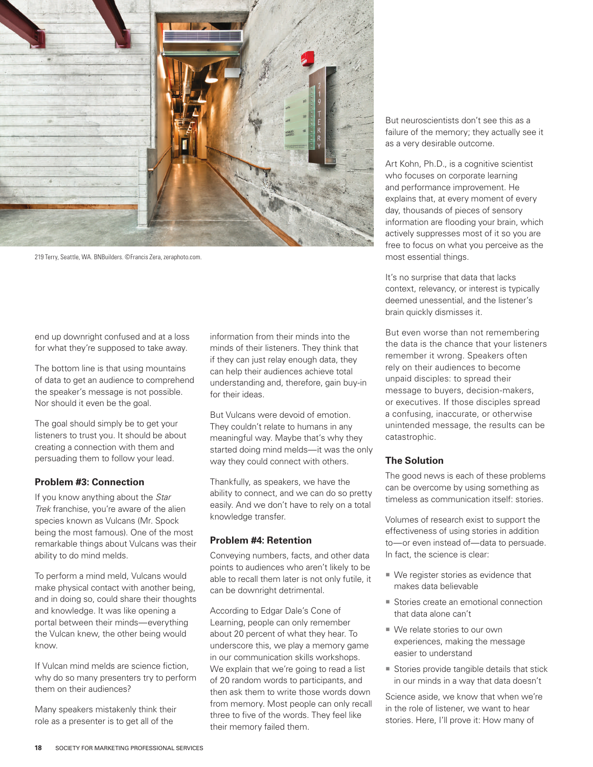219 Terry, Seattle, WA. BNBuilders. ©Francis Zera, zeraphoto.com.

end up downright confused and at a loss for what they're supposed to take away.

The bottom line is that using mountains of data to get an audience to comprehend the speaker's message is not possible. Nor should it even be the goal.

The goal should simply be to get your listeners to trust you. It should be about creating a connection with them and persuading them to follow your lead.

### Problem #3: Connection

If you know anything about the *Star Trek* franchise, you're aware of the alien species known as Vulcans (Mr. Spock being the most famous). One of the most remarkable things about Vulcans was their ability to do mind melds.

To perform a mind meld, Vulcans would make physical contact with another being, and in doing so, could share their thoughts and knowledge. It was like opening a portal between their minds—everything the Vulcan knew, the other being would know.

If Vulcan mind melds are science fiction, why do so many presenters try to perform them on their audiences?

Many speakers mistakenly think their role as a presenter is to get all of the information from their minds into the minds of their listeners. They think that if they can just relay enough data, they can help their audiences achieve total understanding and, therefore, gain buy-in for their ideas.

But Vulcans were devoid of emotion. They couldn't relate to humans in any meaningful way. Maybe that's why they started doing mind melds—it was the only way they could connect with others.

Thankfully, as speakers, we have the ability to connect, and we can do so pretty easily. And we don't have to rely on a total knowledge transfer.

### Problem #4: Retention

Conveying numbers, facts, and other data points to audiences who aren't likely to be able to recall them later is not only futile, it can be downright detrimental.

According to Edgar Dale's Cone of Learning, people can only remember about 20 percent of what they hear. To underscore this, we play a memory game in our communication skills workshops. We explain that we're going to read a list of 20 random words to participants, and then ask them to write those words down from memory. Most people can only recall three to five of the words. They feel like their memory failed them.

But neuroscientists don't see this as a failure of the memory; they actually see it as a very desirable outcome.

Art Kohn, Ph.D., is a cognitive scientist who focuses on corporate learning and performance improvement. He explains that, at every moment of every day, thousands of pieces of sensory information are flooding your brain, which actively suppresses most of it so you are free to focus on what you perceive as the most essential things.

It's no surprise that data that lacks context, relevancy, or interest is typically deemed unessential, and the listener's brain quickly dismisses it.

But even worse than not remembering the data is the chance that your listeners remember it wrong. Speakers often rely on their audiences to become unpaid disciples: to spread their message to buyers, decision-makers, or executives. If those disciples spread a confusing, inaccurate, or otherwise unintended message, the results can be catastrophic.

### The Solution

The good news is each of these problems can be overcome by using something as timeless as communication itself: stories.

Volumes of research exist to support the effectiveness of using stories in addition to—or even instead of—data to persuade. In fact, the science is clear:

- We register stories as evidence that makes data believable
- Stories create an emotional connection that data alone can't
- We relate stories to our own experiences, making the message easier to understand
- Stories provide tangible details that stick in our minds in a way that data doesn't

Science aside, we know that when we're in the role of listener, we want to hear stories. Here, I'll prove it: How many of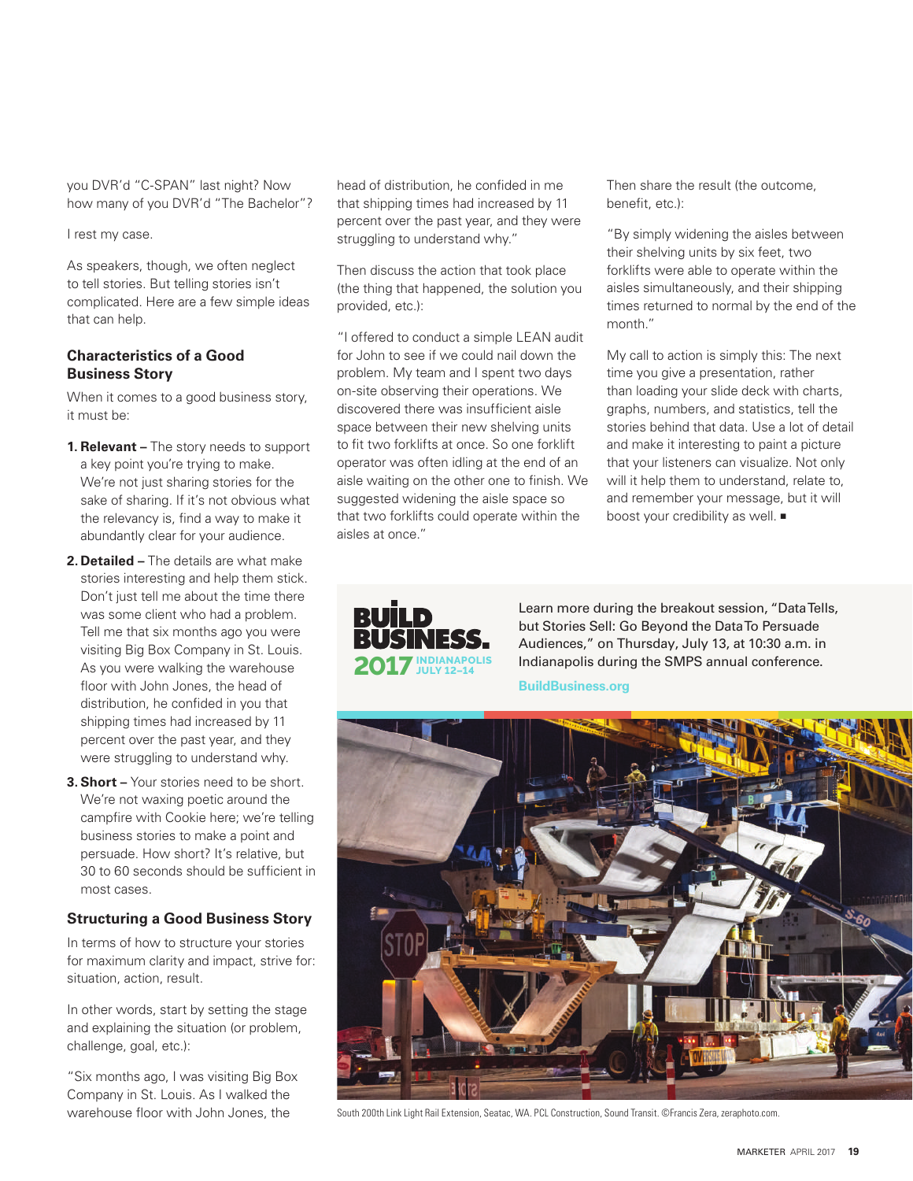you DVR'd "C-SPAN" last night? Now how many of you DVR'd "The Bachelor"?

I rest my case.

As speakers, though, we often neglect to tell stories. But telling stories isn't complicated. Here are a few simple ideas that can help.

### Characteristics of a Good Business Story

When it comes to a good business story, it must be:

1. **Relevant –** The story needs to support a key point you're trying to make. We're not just sharing stories for the sake of sharing. If it's not obvious what the relevancy is, find a way to make it abundantly clear for your audience.
2. **Detailed –** The details are what make stories interesting and help them stick. Don't just tell me about the time there was some client who had a problem. Tell me that six months ago you were visiting Big Box Company in St. Louis. As you were walking the warehouse floor with John Jones, the head of distribution, he confided in you that shipping times had increased by 11 percent over the past year, and they were struggling to understand why.
3. **Short –** Your stories need to be short. We're not waxing poetic around the campfire with Cookie here; we're telling business stories to make a point and persuade. How short? It's relative, but 30 to 60 seconds should be sufficient in most cases.

### Structuring a Good Business Story

In terms of how to structure your stories for maximum clarity and impact, strive for: situation, action, result.

In other words, start by setting the stage and explaining the situation (or problem, challenge, goal, etc.):

"Six months ago, I was visiting Big Box Company in St. Louis. As I walked the warehouse floor with John Jones, the head of distribution, he confided in me that shipping times had increased by 11 percent over the past year, and they were struggling to understand why."

Then discuss the action that took place (the thing that happened, the solution you provided, etc.):

"I offered to conduct a simple LEAN audit for John to see if we could nail down the problem. My team and I spent two days on-site observing their operations. We discovered there was insufficient aisle space between their new shelving units to fit two forklifts at once. So one forklift operator was often idling at the end of an aisle waiting on the other one to finish. We suggested widening the aisle space so that two forklifts could operate within the aisles at once."

Then share the result (the outcome, benefit, etc.):

"By simply widening the aisles between their shelving units by six feet, two forklifts were able to operate within the aisles simultaneously, and their shipping times returned to normal by the end of the month."

My call to action is simply this: The next time you give a presentation, rather than loading your slide deck with charts, graphs, numbers, and statistics, tell the stories behind that data. Use a lot of detail and make it interesting to paint a picture that your listeners can visualize. Not only will it help them to understand, relate to, and remember your message, but it will boost your credibility as well. ■

**BUILD BUSINESS. 2017** INDIANAPOLIS JULY 12–14

Learn more during the breakout session, "Data Tells, but Stories Sell: Go Beyond the Data To Persuade Audiences," on Thursday, July 13, at 10:30 a.m. in Indianapolis during the SMPS annual conference.

BuildBusiness.org

South 200th Link Light Rail Extension, Seatac, WA. PCL Construction, Sound Transit. ©Francis Zera, zeraphoto.com.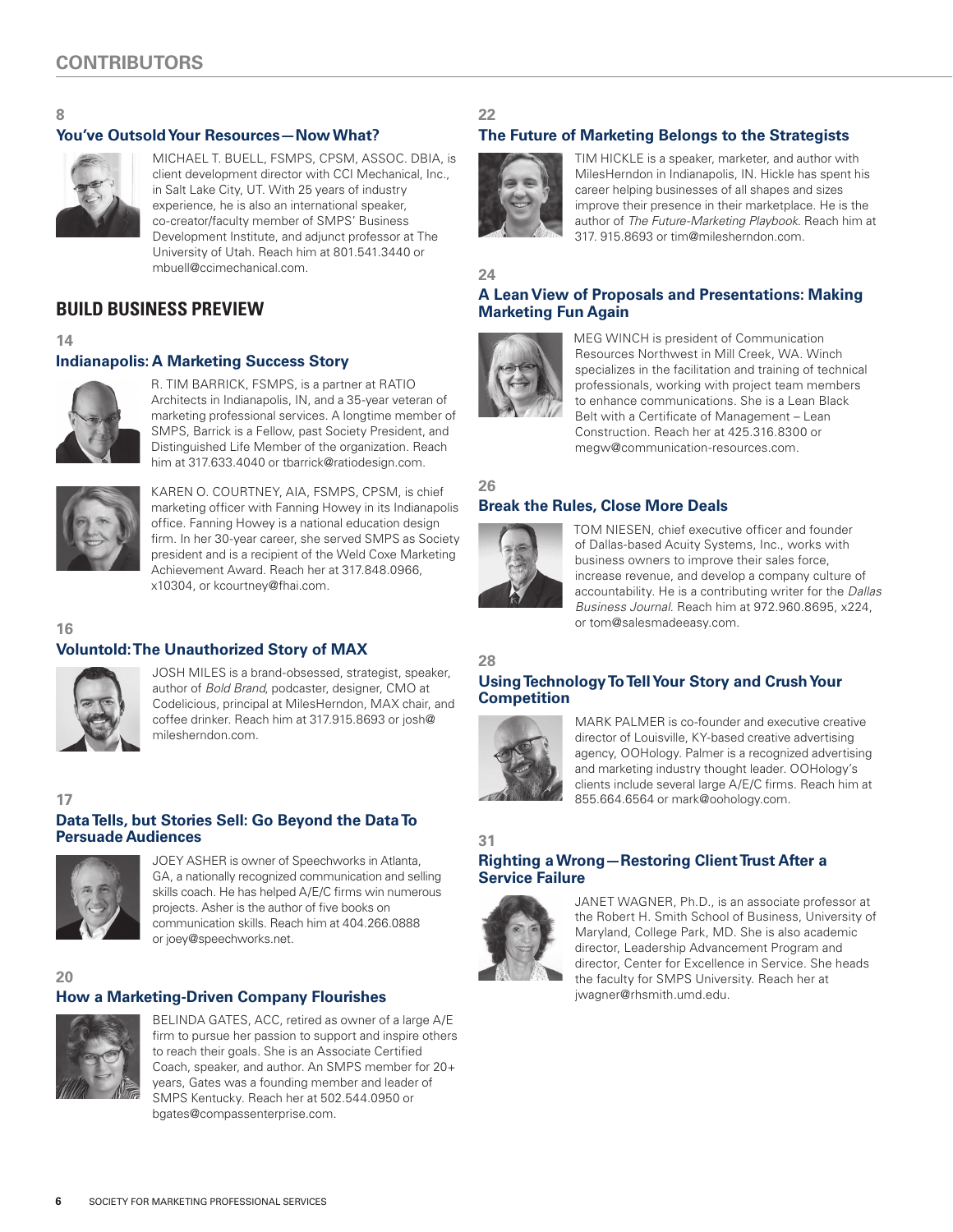# CONTRIBUTORS

8

### You've Outsold Your Resources—Now What?

MICHAEL T. BUELL, FSMPS, CPSM, ASSOC. DBIA, is client development director with CCI Mechanical, Inc., in Salt Lake City, UT. With 25 years of industry experience, he is also an international speaker, co-creator/faculty member of SMPS' Business Development Institute, and adjunct professor at The University of Utah. Reach him at 801.541.3440 or mbuell@ccimechanical.com.

## BUILD BUSINESS PREVIEW

14

### Indianapolis: A Marketing Success Story

R. TIM BARRICK, FSMPS, is a partner at RATIO Architects in Indianapolis, IN, and a 35-year veteran of marketing professional services. A longtime member of SMPS, Barrick is a Fellow, past Society President, and Distinguished Life Member of the organization. Reach him at 317.633.4040 or tbarrick@ratiodesign.com.

KAREN O. COURTNEY, AIA, FSMPS, CPSM, is chief marketing officer with Fanning Howey in its Indianapolis office. Fanning Howey is a national education design firm. In her 30-year career, she served SMPS as Society president and is a recipient of the Weld Coxe Marketing Achievement Award. Reach her at 317.848.0966, x10304, or kcourtney@fhai.com.

16

### Voluntold: The Unauthorized Story of MAX

JOSH MILES is a brand-obsessed, strategist, speaker, author of *Bold Brand*, podcaster, designer, CMO at Codelicious, principal at MilesHerndon, MAX chair, and coffee drinker. Reach him at 317.915.8693 or josh@milesherndon.com.

17

### Data Tells, but Stories Sell: Go Beyond the Data To Persuade Audiences

JOEY ASHER is owner of Speechworks in Atlanta, GA, a nationally recognized communication and selling skills coach. He has helped A/E/C firms win numerous projects. Asher is the author of five books on communication skills. Reach him at 404.266.0888 or joey@speechworks.net.

20

### How a Marketing-Driven Company Flourishes

BELINDA GATES, ACC, retired as owner of a large A/E firm to pursue her passion to support and inspire others to reach their goals. She is an Associate Certified Coach, speaker, and author. An SMPS member for 20+ years, Gates was a founding member and leader of SMPS Kentucky. Reach her at 502.544.0950 or bgates@compassenterprise.com.

22

### The Future of Marketing Belongs to the Strategists

TIM HICKLE is a speaker, marketer, and author with MilesHerndon in Indianapolis, IN. Hickle has spent his career helping businesses of all shapes and sizes improve their presence in their marketplace. He is the author of *The Future-Marketing Playbook*. Reach him at 317. 915.8693 or tim@milesherndon.com.

24

### A Lean View of Proposals and Presentations: Making Marketing Fun Again

MEG WINCH is president of Communication Resources Northwest in Mill Creek, WA. Winch specializes in the facilitation and training of technical professionals, working with project team members to enhance communications. She is a Lean Black Belt with a Certificate of Management – Lean Construction. Reach her at 425.316.8300 or megw@communication-resources.com.

26

### Break the Rules, Close More Deals

TOM NIESEN, chief executive officer and founder of Dallas-based Acuity Systems, Inc., works with business owners to improve their sales force, increase revenue, and develop a company culture of accountability. He is a contributing writer for the *Dallas Business Journal*. Reach him at 972.960.8695, x224, or tom@salesmadeeasy.com.

28

### Using Technology To Tell Your Story and Crush Your Competition

MARK PALMER is co-founder and executive creative director of Louisville, KY-based creative advertising agency, OOHology. Palmer is a recognized advertising and marketing industry thought leader. OOHology's clients include several large A/E/C firms. Reach him at 855.664.6564 or mark@oohology.com.

31

### Righting a Wrong—Restoring Client Trust After a Service Failure

JANET WAGNER, Ph.D., is an associate professor at the Robert H. Smith School of Business, University of Maryland, College Park, MD. She is also academic director, Leadership Advancement Program and director, Center for Excellence in Service. She heads the faculty for SMPS University. Reach her at jwagner@rhsmith.umd.edu.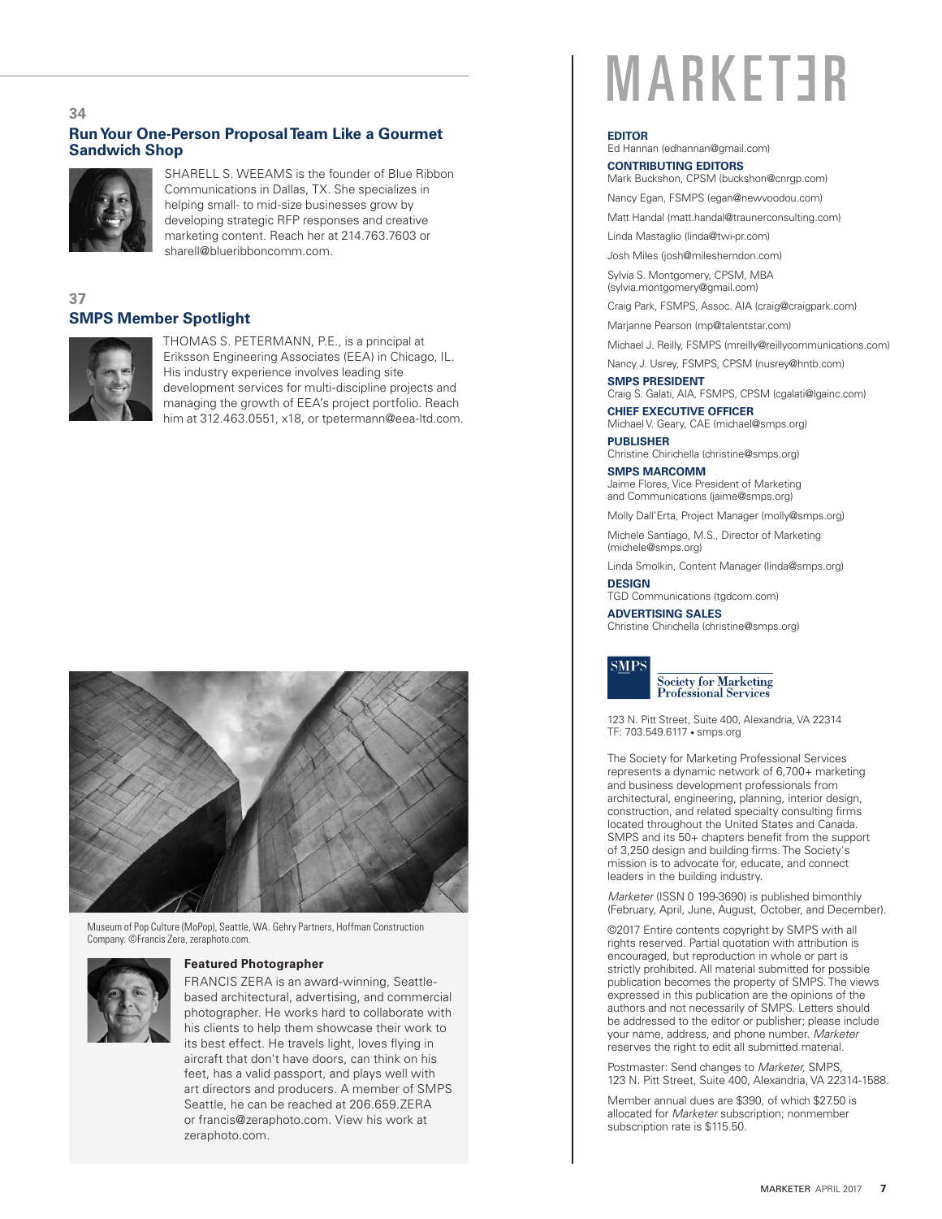## 34

### Run Your One-Person Proposal Team Like a Gourmet Sandwich Shop

SHARELL S. WEEAMS is the founder of Blue Ribbon Communications in Dallas, TX. She specializes in helping small- to mid-size businesses grow by developing strategic RFP responses and creative marketing content. Reach her at 214.763.7603 or sharell@blueribboncomm.com.

## 37

### SMPS Member Spotlight

THOMAS S. PETERMANN, P.E., is a principal at Eriksson Engineering Associates (EEA) in Chicago, IL. His industry experience involves leading site development services for multi-discipline projects and managing the growth of EEA's project portfolio. Reach him at 312.463.0551, x18, or tpetermann@eea-ltd.com.

Museum of Pop Culture (MoPop), Seattle, WA. Gehry Partners, Hoffman Construction Company. ©Francis Zera, zeraphoto.com.

**Featured Photographer**

FRANCIS ZERA is an award-winning, Seattle-based architectural, advertising, and commercial photographer. He works hard to collaborate with his clients to help them showcase their work to its best effect. He travels light, loves flying in aircraft that don't have doors, can think on his feet, has a valid passport, and plays well with art directors and producers. A member of SMPS Seattle, he can be reached at 206.659.ZERA or francis@zeraphoto.com. View his work at zeraphoto.com.

# MARKETER

**EDITOR**
Ed Hannan (edhannan@gmail.com)

**CONTRIBUTING EDITORS**
Mark Buckshon, CPSM (buckshon@cnrgp.com)

Nancy Egan, FSMPS (egan@newvoodou.com)

Matt Handal (matt.handal@traunerconsulting.com)

Linda Mastaglio (linda@twi-pr.com)

Josh Miles (josh@milesherndon.com)

Sylvia S. Montgomery, CPSM, MBA (sylvia.montgomery@gmail.com)

Craig Park, FSMPS, Assoc. AIA (craig@craigpark.com)

Marjanne Pearson (mp@talentstar.com)

Michael J. Reilly, FSMPS (mreilly@reillycommunications.com)

Nancy J. Usrey, FSMPS, CPSM (nusrey@hntb.com)

**SMPS PRESIDENT**
Craig S. Galati, AIA, FSMPS, CPSM (cgalati@lgainc.com)

**CHIEF EXECUTIVE OFFICER**
Michael V. Geary, CAE (michael@smps.org)

**PUBLISHER**
Christine Chirichella (christine@smps.org)

**SMPS MARCOMM**
Jaime Flores, Vice President of Marketing and Communications (jaime@smps.org)

Molly Dall'Erta, Project Manager (molly@smps.org)

Michele Santiago, M.S., Director of Marketing (michele@smps.org)

Linda Smolkin, Content Manager (linda@smps.org)

**DESIGN**
TGD Communications (tgdcom.com)

**ADVERTISING SALES**
Christine Chirichella (christine@smps.org)

SMPS Society for Marketing Professional Services

123 N. Pitt Street, Suite 400, Alexandria, VA 22314
TF: 703.549.6117 • smps.org

The Society for Marketing Professional Services represents a dynamic network of 6,700+ marketing and business development professionals from architectural, engineering, planning, interior design, construction, and related specialty consulting firms located throughout the United States and Canada. SMPS and its 50+ chapters benefit from the support of 3,250 design and building firms. The Society's mission is to advocate for, educate, and connect leaders in the building industry.

*Marketer* (ISSN 0 199-3690) is published bimonthly (February, April, June, August, October, and December).

©2017 Entire contents copyright by SMPS with all rights reserved. Partial quotation with attribution is encouraged, but reproduction in whole or part is strictly prohibited. All material submitted for possible publication becomes the property of SMPS. The views expressed in this publication are the opinions of the authors and not necessarily of SMPS. Letters should be addressed to the editor or publisher; please include your name, address, and phone number. *Marketer* reserves the right to edit all submitted material.

Postmaster: Send changes to *Marketer,* SMPS, 123 N. Pitt Street, Suite 400, Alexandria, VA 22314-1588.

Member annual dues are $390, of which $27.50 is allocated for *Marketer* subscription; nonmember subscription rate is $115.50.